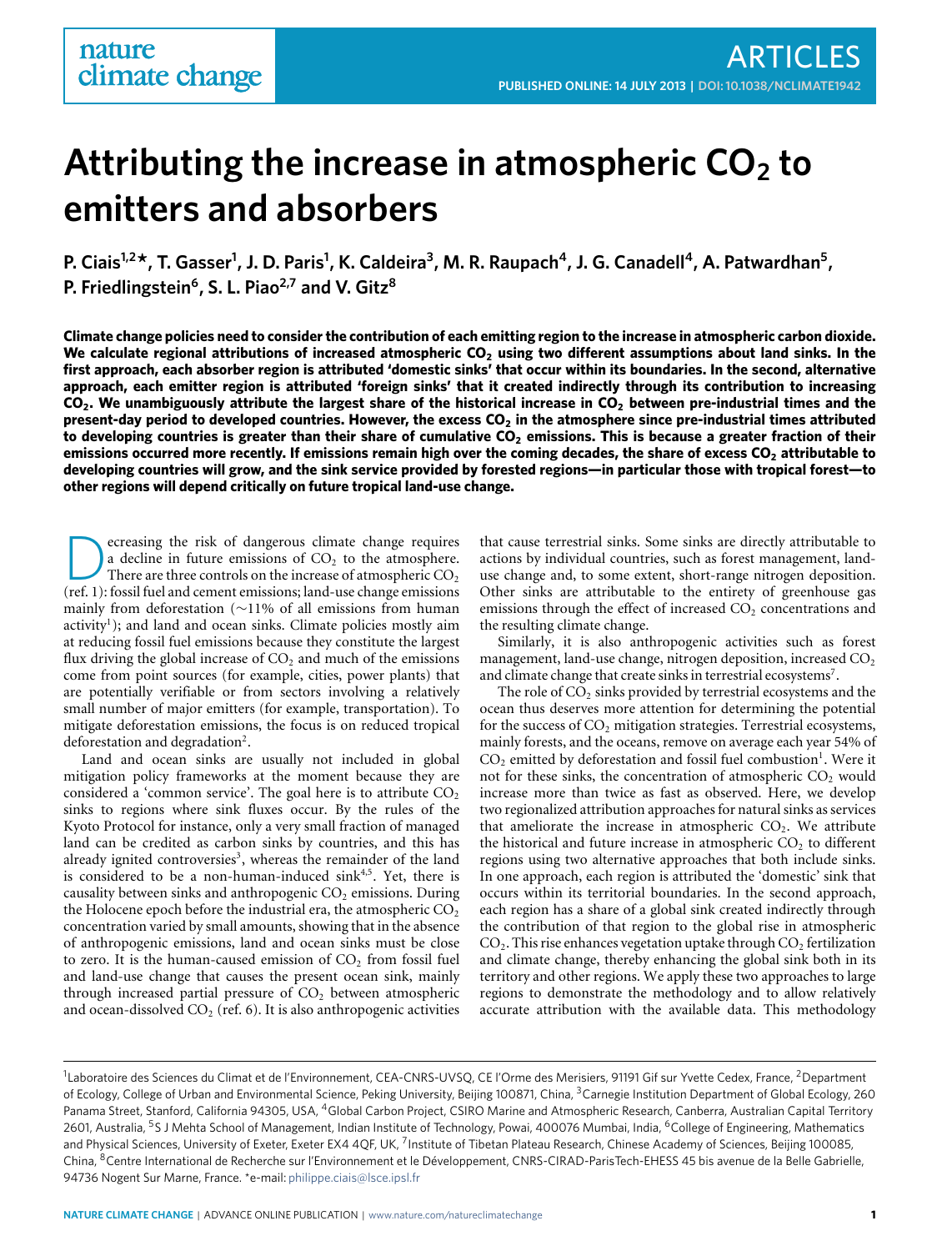# Attributing the increase in atmospheric $CO_2$ to emitters and absorbers

**P. Ciais[1,2]*, T. Gasser[1], J. D. Paris[1], K. Caldeira[3], M. R. Raupach[4], J. G. Canadell[4], A. Patwardhan[5], P. Friedlingstein[6], S. L. Piao[2,7] and V. Gitz[8]**

**Climate change policies need to consider the contribution of each emitting region to the increase in atmospheric carbon dioxide. We calculate regional attributions of increased atmospheric $CO_2$ using two different assumptions about land sinks. In the first approach, each absorber region is attributed 'domestic sinks' that occur within its boundaries. In the second, alternative approach, each emitter region is attributed 'foreign sinks' that it created indirectly through its contribution to increasing $CO_2$. We unambiguously attribute the largest share of the historical increase in $CO_2$ between pre-industrial times and the present-day period to developed countries. However, the excess $CO_2$ in the atmosphere since pre-industrial times attributed to developing countries is greater than their share of cumulative $CO_2$ emissions. This is because a greater fraction of their emissions occurred more recently. If emissions remain high over the coming decades, the share of excess $CO_2$ attributable to developing countries will grow, and the sink service provided by forested regions—in particular those with tropical forest—to other regions will depend critically on future tropical land-use change.**

Decreasing the risk of dangerous climate change requires a decline in future emissions of $CO_2$ to the atmosphere. There are three controls on the increase of atmospheric $CO_2$ (ref. 1): fossil fuel and cement emissions; land-use change emissions mainly from deforestation (~11% of all emissions from human activity[1]); and land and ocean sinks. Climate policies mostly aim at reducing fossil fuel emissions because they constitute the largest flux driving the global increase of $CO_2$ and much of the emissions come from point sources (for example, cities, power plants) that are potentially verifiable or from sectors involving a relatively small number of major emitters (for example, transportation). To mitigate deforestation emissions, the focus is on reduced tropical deforestation and degradation[2].

Land and ocean sinks are usually not included in global mitigation policy frameworks at the moment because they are considered a 'common service'. The goal here is to attribute $CO_2$ sinks to regions where sink fluxes occur. By the rules of the Kyoto Protocol for instance, only a very small fraction of managed land can be credited as carbon sinks by countries, and this has already ignited controversies[3], whereas the remainder of the land is considered to be a non-human-induced sink[4,5]. Yet, there is causality between sinks and anthropogenic $CO_2$ emissions. During the Holocene epoch before the industrial era, the atmospheric $CO_2$ concentration varied by small amounts, showing that in the absence of anthropogenic emissions, land and ocean sinks must be close to zero. It is the human-caused emission of $CO_2$ from fossil fuel and land-use change that causes the present ocean sink, mainly through increased partial pressure of $CO_2$ between atmospheric and ocean-dissolved $CO_2$ (ref. 6). It is also anthropogenic activities that cause terrestrial sinks. Some sinks are directly attributable to actions by individual countries, such as forest management, land-use change and, to some extent, short-range nitrogen deposition. Other sinks are attributable to the entirety of greenhouse gas emissions through the effect of increased $CO_2$ concentrations and the resulting climate change.

Similarly, it is also anthropogenic activities such as forest management, land-use change, nitrogen deposition, increased $CO_2$ and climate change that create sinks in terrestrial ecosystems[7].

The role of $CO_2$ sinks provided by terrestrial ecosystems and the ocean thus deserves more attention for determining the potential for the success of $CO_2$ mitigation strategies. Terrestrial ecosystems, mainly forests, and the oceans, remove on average each year 54% of $CO_2$ emitted by deforestation and fossil fuel combustion[1]. Were it not for these sinks, the concentration of atmospheric $CO_2$ would increase more than twice as fast as observed. Here, we develop two regionalized attribution approaches for natural sinks as services that ameliorate the increase in atmospheric $CO_2$. We attribute the historical and future increase in atmospheric $CO_2$ to different regions using two alternative approaches that both include sinks. In one approach, each region is attributed the 'domestic' sink that occurs within its territorial boundaries. In the second approach, each region has a share of a global sink created indirectly through the contribution of that region to the global rise in atmospheric $CO_2$. This rise enhances vegetation uptake through $CO_2$ fertilization and climate change, thereby enhancing the global sink both in its territory and other regions. We apply these two approaches to large regions to demonstrate the methodology and to allow relatively accurate attribution with the available data. This methodology

[1]Laboratoire des Sciences du Climat et de l'Environnement, CEA-CNRS-UVSQ, CE l'Orme des Merisiers, 91191 Gif sur Yvette Cedex, France, [2]Department of Ecology, College of Urban and Environmental Science, Peking University, Beijing 100871, China, [3]Carnegie Institution Department of Global Ecology, 260 Panama Street, Stanford, California 94305, USA, [4]Global Carbon Project, CSIRO Marine and Atmospheric Research, Canberra, Australian Capital Territory 2601, Australia, [5]S J Mehta School of Management, Indian Institute of Technology, Powai, 400076 Mumbai, India, [6]College of Engineering, Mathematics and Physical Sciences, University of Exeter, Exeter EX4 4QF, UK, [7]Institute of Tibetan Plateau Research, Chinese Academy of Sciences, Beijing 100085, China, [8]Centre International de Recherche sur l'Environnement et le Développement, CNRS-CIRAD-ParisTech-EHESS 45 bis avenue de la Belle Gabrielle, 94736 Nogent Sur Marne, France. *e-mail: philippe.ciais@lsce.ipsl.fr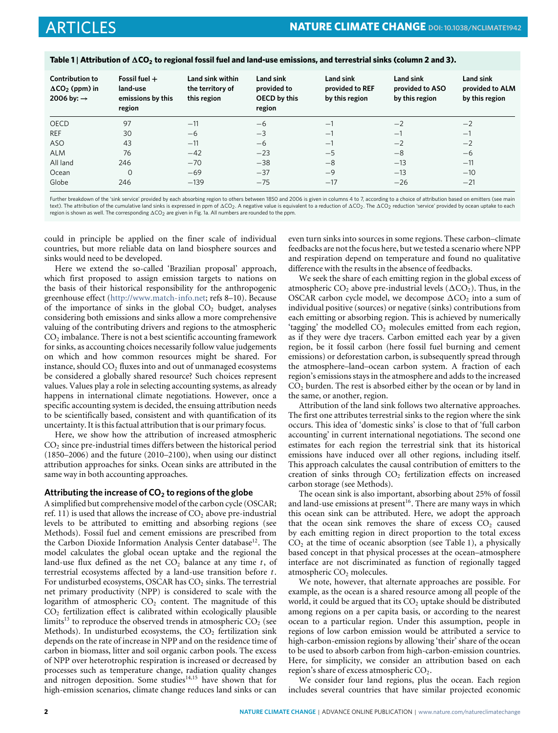**Table 1 | Attribution of $\Delta CO_2$ to regional fossil fuel and land-use emissions, and terrestrial sinks (column 2 and 3).**

| Contribution to $\Delta CO_2$ (ppm) in 2006 by: → | Fossil fuel + land-use emissions by this region | Land sink within the territory of this region | Land sink provided to OECD by this region | Land sink provided to REF by this region | Land sink provided to ASO by this region | Land sink provided to ALM by this region |
|---|---|---|---|---|---|---|
| OECD | 97 | −11 | −6 | −1 | −2 | −2 |
| REF | 30 | −6 | −3 | −1 | −1 | −1 |
| ASO | 43 | −11 | −6 | −1 | −2 | −2 |
| ALM | 76 | −42 | −23 | −5 | −8 | −6 |
| All land | 246 | −70 | −38 | −8 | −13 | −11 |
| Ocean | 0 | −69 | −37 | −9 | −13 | −10 |
| Globe | 246 | −139 | −75 | −17 | −26 | −21 |

Further breakdown of the 'sink service' provided by each absorbing region to others between 1850 and 2006 is given in columns 4 to 7, according to a choice of attribution based on emitters (see main text). The attribution of the cumulative land sinks is expressed in ppm of $\Delta CO_2$. A negative value is equivalent to a reduction of $\Delta CO_2$. The $\Delta CO_2$ reduction 'service' provided by ocean uptake to each region is shown as well. The corresponding $\Delta CO_2$ are given in Fig. 1a. All numbers are rounded to the ppm.

could in principle be applied on the finer scale of individual countries, but more reliable data on land biosphere sources and sinks would need to be developed.

Here we extend the so-called 'Brazilian proposal' approach, which first proposed to assign emission targets to nations on the basis of their historical responsibility for the anthropogenic greenhouse effect (http://www.match-info.net; refs 8–10). Because of the importance of sinks in the global $CO_2$ budget, analyses considering both emissions and sinks allow a more comprehensive valuing of the contributing drivers and regions to the atmospheric $CO_2$ imbalance. There is not a best scientific accounting framework for sinks, as accounting choices necessarily follow value judgements on which and how common resources might be shared. For instance, should $CO_2$ fluxes into and out of unmanaged ecosystems be considered a globally shared resource? Such choices represent values. Values play a role in selecting accounting systems, as already happens in international climate negotiations. However, once a specific accounting system is decided, the ensuing attribution needs to be scientifically based, consistent and with quantification of its uncertainty. It is this factual attribution that is our primary focus.

Here, we show how the attribution of increased atmospheric $CO_2$ since pre-industrial times differs between the historical period (1850–2006) and the future (2010–2100), when using our distinct attribution approaches for sinks. Ocean sinks are attributed in the same way in both accounting approaches.

## Attributing the increase of $CO_2$ to regions of the globe

A simplified but comprehensive model of the carbon cycle (OSCAR; ref. 11) is used that allows the increase of $CO_2$ above pre-industrial levels to be attributed to emitting and absorbing regions (see Methods). Fossil fuel and cement emissions are prescribed from the Carbon Dioxide Information Analysis Center database[12]. The model calculates the global ocean uptake and the regional the land-use flux defined as the net $CO_2$ balance at any time $t$, of terrestrial ecosystems affected by a land-use transition before $t$. For undisturbed ecosystems, OSCAR has $CO_2$ sinks. The terrestrial net primary productivity (NPP) is considered to scale with the logarithm of atmospheric $CO_2$ content. The magnitude of this $CO_2$ fertilization effect is calibrated within ecologically plausible limits[13] to reproduce the observed trends in atmospheric $CO_2$ (see Methods). In undisturbed ecosystems, the $CO_2$ fertilization sink depends on the rate of increase in NPP and on the residence time of carbon in biomass, litter and soil organic carbon pools. The excess of NPP over heterotrophic respiration is increased or decreased by processes such as temperature change, radiation quality changes and nitrogen deposition. Some studies[14,15] have shown that for high-emission scenarios, climate change reduces land sinks or can even turn sinks into sources in some regions. These carbon–climate feedbacks are not the focus here, but we tested a scenario where NPP and respiration depend on temperature and found no qualitative difference with the results in the absence of feedbacks.

We seek the share of each emitting region in the global excess of atmospheric $CO_2$ above pre-industrial levels ($\Delta CO_2$). Thus, in the OSCAR carbon cycle model, we decompose $\Delta CO_2$ into a sum of individual positive (sources) or negative (sinks) contributions from each emitting or absorbing region. This is achieved by numerically 'tagging' the modelled $CO_2$ molecules emitted from each region, as if they were dye tracers. Carbon emitted each year by a given region, be it fossil carbon (here fossil fuel burning and cement emissions) or deforestation carbon, is subsequently spread through the atmosphere–land–ocean carbon system. A fraction of each region's emissions stays in the atmosphere and adds to the increased $CO_2$ burden. The rest is absorbed either by the ocean or by land in the same, or another, region.

Attribution of the land sink follows two alternative approaches. The first one attributes terrestrial sinks to the region where the sink occurs. This idea of 'domestic sinks' is close to that of 'full carbon accounting' in current international negotiations. The second one estimates for each region the terrestrial sink that its historical emissions have induced over all other regions, including itself. This approach calculates the causal contribution of emitters to the creation of sinks through $CO_2$ fertilization effects on increased carbon storage (see Methods).

The ocean sink is also important, absorbing about 25% of fossil and land-use emissions at present[16]. There are many ways in which this ocean sink can be attributed. Here, we adopt the approach that the ocean sink removes the share of excess $CO_2$ caused by each emitting region in direct proportion to the total excess $CO_2$ at the time of oceanic absorption (see Table 1), a physically based concept in that physical processes at the ocean–atmosphere interface are not discriminated as function of regionally tagged atmospheric $CO_2$ molecules.

We note, however, that alternate approaches are possible. For example, as the ocean is a shared resource among all people of the world, it could be argued that its $CO_2$ uptake should be distributed among regions on a per capita basis, or according to the nearest ocean to a particular region. Under this assumption, people in regions of low carbon emission would be attributed a service to high-carbon-emission regions by allowing 'their' share of the ocean to be used to absorb carbon from high-carbon-emission countries. Here, for simplicity, we consider an attribution based on each region's share of excess atmospheric $CO_2$.

We consider four land regions, plus the ocean. Each region includes several countries that have similar projected economic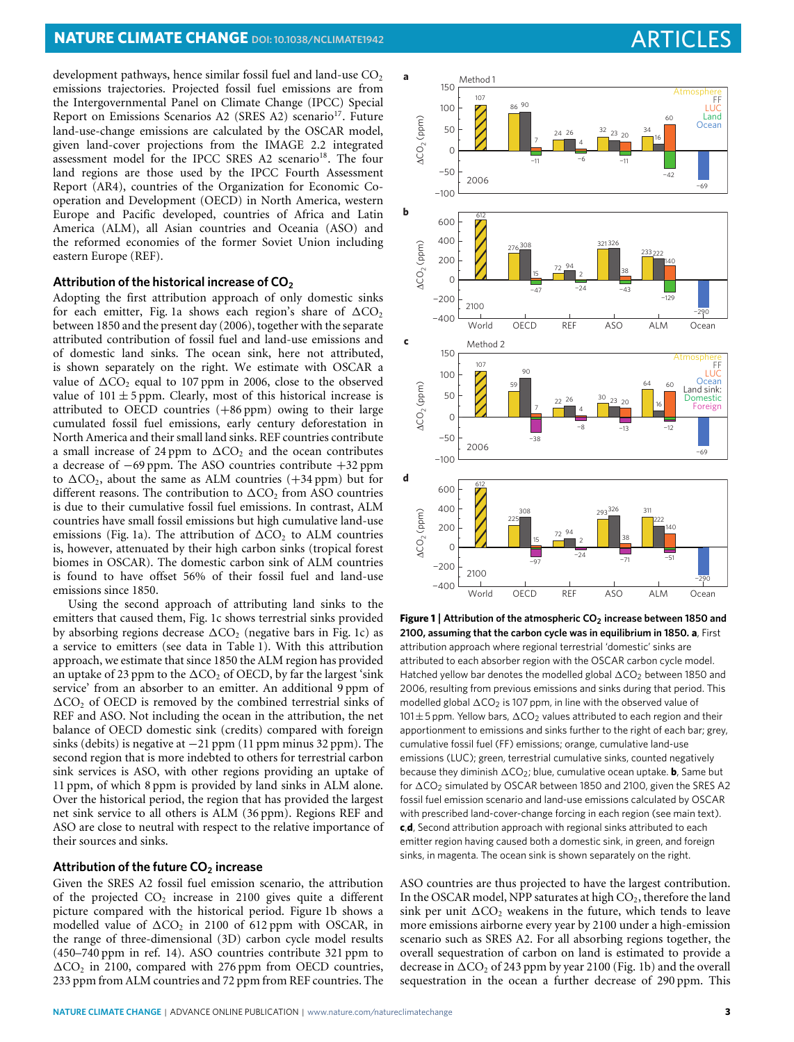development pathways, hence similar fossil fuel and land-use $CO_2$ emissions trajectories. Projected fossil fuel emissions are from the Intergovernmental Panel on Climate Change (IPCC) Special Report on Emissions Scenarios A2 (SRES A2) scenario[17]. Future land-use-change emissions are calculated by the OSCAR model, given land-cover projections from the IMAGE 2.2 integrated assessment model for the IPCC SRES A2 scenario[18]. The four land regions are those used by the IPCC Fourth Assessment Report (AR4), countries of the Organization for Economic Cooperation and Development (OECD) in North America, western Europe and Pacific developed, countries of Africa and Latin America (ALM), all Asian countries and Oceania (ASO) and the reformed economies of the former Soviet Union including eastern Europe (REF).

### Attribution of the historical increase of $CO_2$

Adopting the first attribution approach of only domestic sinks for each emitter, Fig. 1a shows each region's share of $\Delta CO_2$ between 1850 and the present day (2006), together with the separate attributed contribution of fossil fuel and land-use emissions and of domestic land sinks. The ocean sink, here not attributed, is shown separately on the right. We estimate with OSCAR a value of $\Delta CO_2$ equal to 107 ppm in 2006, close to the observed value of $101 \pm 5$ ppm. Clearly, most of this historical increase is attributed to OECD countries (+86 ppm) owing to their large cumulated fossil fuel emissions, early century deforestation in North America and their small land sinks. REF countries contribute a small increase of 24 ppm to $\Delta CO_2$ and the ocean contributes a decrease of −69 ppm. The ASO countries contribute +32 ppm to $\Delta CO_2$, about the same as ALM countries (+34 ppm) but for different reasons. The contribution to $\Delta CO_2$ from ASO countries is due to their cumulative fossil fuel emissions. In contrast, ALM countries have small fossil emissions but high cumulative land-use emissions (Fig. 1a). The attribution of $\Delta CO_2$ to ALM countries is, however, attenuated by their high carbon sinks (tropical forest biomes in OSCAR). The domestic carbon sink of ALM countries is found to have offset 56% of their fossil fuel and land-use emissions since 1850.

Using the second approach of attributing land sinks to the emitters that caused them, Fig. 1c shows terrestrial sinks provided by absorbing regions decrease $\Delta CO_2$ (negative bars in Fig. 1c) as a service to emitters (see data in Table 1). With this attribution approach, we estimate that since 1850 the ALM region has provided an uptake of 23 ppm to the $\Delta CO_2$ of OECD, by far the largest 'sink service' from an absorber to an emitter. An additional 9 ppm of $\Delta CO_2$ of OECD is removed by the combined terrestrial sinks of REF and ASO. Not including the ocean in the attribution, the net balance of OECD domestic sink (credits) compared with foreign sinks (debits) is negative at −21 ppm (11 ppm minus 32 ppm). The second region that is more indebted to others for terrestrial carbon sink services is ASO, with other regions providing an uptake of 11 ppm, of which 8 ppm is provided by land sinks in ALM alone. Over the historical period, the region that has provided the largest net sink service to all others is ALM (36 ppm). Regions REF and ASO are close to neutral with respect to the relative importance of their sources and sinks.

### Attribution of the future $CO_2$ increase

Given the SRES A2 fossil fuel emission scenario, the attribution of the projected $CO_2$ increase in 2100 gives quite a different picture compared with the historical period. Figure 1b shows a modelled value of $\Delta CO_2$ in 2100 of 612 ppm with OSCAR, in the range of three-dimensional (3D) carbon cycle model results (450–740 ppm in ref. 14). ASO countries contribute 321 ppm to $\Delta CO_2$ in 2100, compared with 276 ppm from OECD countries, 233 ppm from ALM countries and 72 ppm from REF countries. The

a
Method 1
Atmosphere
FF
LUC
Land
Ocean
2006
107, 86, 90, 7, −11, 24, 26, 4, −6, 32, 23, 20, −11, 34, 16, 60, −42, −69

b
2100
612, 276, 308, 15, −47, 72, 94, 2, −24, 321, 326, 38, −43, 233, 222, 140, −129, −290
World OECD REF ASO ALM Ocean

c
Method 2
Atmosphere
FF
LUC
Ocean
Land sink:
Domestic
Foreign
2006
107, 59, 90, 7, −38, 22, 26, 4, −8, 30, 23, 20, −13, 64, 16, 60, −12, −69

d
2100
612, 225, 308, 15, −97, 72, 94, 2, −24, 293, 326, 38, −71, 311, 222, 140, −51, −290
World OECD REF ASO ALM Ocean

$\Delta CO_2$ (ppm)

**Figure 1 | Attribution of the atmospheric $CO_2$ increase between 1850 and 2100, assuming that the carbon cycle was in equilibrium in 1850. a**, First attribution approach where regional terrestrial 'domestic' sinks are attributed to each absorber region with the OSCAR carbon cycle model. Hatched yellow bar denotes the modelled global $\Delta CO_2$ between 1850 and 2006, resulting from previous emissions and sinks during that period. This modelled global $\Delta CO_2$ is 107 ppm, in line with the observed value of $101 \pm 5$ ppm. Yellow bars, $\Delta CO_2$ values attributed to each region and their apportionment to emissions and sinks further to the right of each bar; grey, cumulative fossil fuel (FF) emissions; orange, cumulative land-use emissions (LUC); green, terrestrial cumulative sinks, counted negatively because they diminish $\Delta CO_2$; blue, cumulative ocean uptake. **b**, Same but for $\Delta CO_2$ simulated by OSCAR between 1850 and 2100, given the SRES A2 fossil fuel emission scenario and land-use emissions calculated by OSCAR with prescribed land-cover-change forcing in each region (see main text). **c**,**d**, Second attribution approach with regional sinks attributed to each emitter region having caused both a domestic sink, in green, and foreign sinks, in magenta. The ocean sink is shown separately on the right.

ASO countries are thus projected to have the largest contribution. In the OSCAR model, NPP saturates at high $CO_2$, therefore the land sink per unit $\Delta CO_2$ weakens in the future, which tends to leave more emissions airborne every year by 2100 under a high-emission scenario such as SRES A2. For all absorbing regions together, the overall sequestration of carbon on land is estimated to provide a decrease in $\Delta CO_2$ of 243 ppm by year 2100 (Fig. 1b) and the overall sequestration in the ocean a further decrease of 290 ppm. This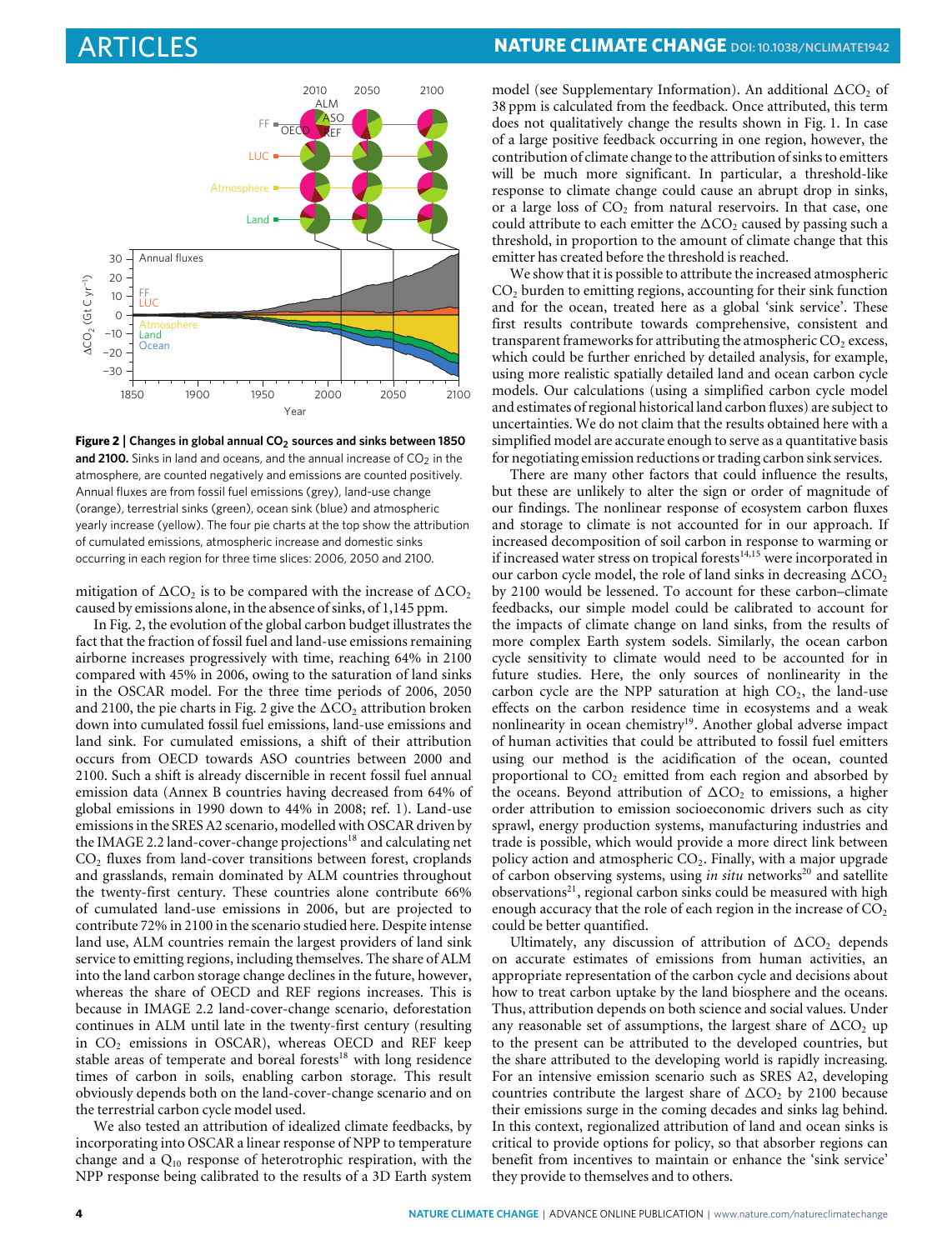2010 2050 2100

ALM
ASO
FF
OECD
REF

LUC

Atmosphere

Land

30
20
10
0
−10
−20
−30

Annual fluxes

FF
LUC
Atmosphere
Land
Ocean

$\Delta CO_2$ (Gt C $yr^{-1}$)

1850 1900 1950 2000 2050 2100

Year

**Figure 2 | Changes in global annual $CO_2$ sources and sinks between 1850 and 2100.** Sinks in land and oceans, and the annual increase of $CO_2$ in the atmosphere, are counted negatively and emissions are counted positively. Annual fluxes are from fossil fuel emissions (grey), land-use change (orange), terrestrial sinks (green), ocean sink (blue) and atmospheric yearly increase (yellow). The four pie charts at the top show the attribution of cumulated emissions, atmospheric increase and domestic sinks occurring in each region for three time slices: 2006, 2050 and 2100.

mitigation of $\Delta CO_2$ is to be compared with the increase of $\Delta CO_2$ caused by emissions alone, in the absence of sinks, of 1,145 ppm.

In Fig. 2, the evolution of the global carbon budget illustrates the fact that the fraction of fossil fuel and land-use emissions remaining airborne increases progressively with time, reaching 64% in 2100 compared with 45% in 2006, owing to the saturation of land sinks in the OSCAR model. For the three time periods of 2006, 2050 and 2100, the pie charts in Fig. 2 give the $\Delta CO_2$ attribution broken down into cumulated fossil fuel emissions, land-use emissions and land sink. For cumulated emissions, a shift of their attribution occurs from OECD towards ASO countries between 2000 and 2100. Such a shift is already discernible in recent fossil fuel annual emission data (Annex B countries having decreased from 64% of global emissions in 1990 down to 44% in 2008; ref. 1). Land-use emissions in the SRES A2 scenario, modelled with OSCAR driven by the IMAGE 2.2 land-cover-change projections[18] and calculating net $CO_2$ fluxes from land-cover transitions between forest, croplands and grasslands, remain dominated by ALM countries throughout the twenty-first century. These countries alone contribute 66% of cumulated land-use emissions in 2006, but are projected to contribute 72% in 2100 in the scenario studied here. Despite intense land use, ALM countries remain the largest providers of land sink service to emitting regions, including themselves. The share of ALM into the land carbon storage change declines in the future, however, whereas the share of OECD and REF regions increases. This is because in IMAGE 2.2 land-cover-change scenario, deforestation continues in ALM until late in the twenty-first century (resulting in $CO_2$ emissions in OSCAR), whereas OECD and REF keep stable areas of temperate and boreal forests[18] with long residence times of carbon in soils, enabling carbon storage. This result obviously depends both on the land-cover-change scenario and on the terrestrial carbon cycle model used.

We also tested an attribution of idealized climate feedbacks, by incorporating into OSCAR a linear response of NPP to temperature change and a $Q_{10}$ response of heterotrophic respiration, with the NPP response being calibrated to the results of a 3D Earth system model (see Supplementary Information). An additional $\Delta CO_2$ of 38 ppm is calculated from the feedback. Once attributed, this term does not qualitatively change the results shown in Fig. 1. In case of a large positive feedback occurring in one region, however, the contribution of climate change to the attribution of sinks to emitters will be much more significant. In particular, a threshold-like response to climate change could cause an abrupt drop in sinks, or a large loss of $CO_2$ from natural reservoirs. In that case, one could attribute to each emitter the $\Delta CO_2$ caused by passing such a threshold, in proportion to the amount of climate change that this emitter has created before the threshold is reached.

We show that it is possible to attribute the increased atmospheric $CO_2$ burden to emitting regions, accounting for their sink function and for the ocean, treated here as a global 'sink service'. These first results contribute towards comprehensive, consistent and transparent frameworks for attributing the atmospheric $CO_2$ excess, which could be further enriched by detailed analysis, for example, using more realistic spatially detailed land and ocean carbon cycle models. Our calculations (using a simplified carbon cycle model and estimates of regional historical land carbon fluxes) are subject to uncertainties. We do not claim that the results obtained here with a simplified model are accurate enough to serve as a quantitative basis for negotiating emission reductions or trading carbon sink services.

There are many other factors that could influence the results, but these are unlikely to alter the sign or order of magnitude of our findings. The nonlinear response of ecosystem carbon fluxes and storage to climate is not accounted for in our approach. If increased decomposition of soil carbon in response to warming or if increased water stress on tropical forests[14,15] were incorporated in our carbon cycle model, the role of land sinks in decreasing $\Delta CO_2$ by 2100 would be lessened. To account for these carbon–climate feedbacks, our simple model could be calibrated to account for the impacts of climate change on land sinks, from the results of more complex Earth system sodels. Similarly, the ocean carbon cycle sensitivity to climate would need to be accounted for in future studies. Here, the only sources of nonlinearity in the carbon cycle are the NPP saturation at high $CO_2$, the land-use effects on the carbon residence time in ecosystems and a weak nonlinearity in ocean chemistry[19]. Another global adverse impact of human activities that could be attributed to fossil fuel emitters using our method is the acidification of the ocean, counted proportional to $CO_2$ emitted from each region and absorbed by the oceans. Beyond attribution of $\Delta CO_2$ to emissions, a higher order attribution to emission socioeconomic drivers such as city sprawl, energy production systems, manufacturing industries and trade is possible, which would provide a more direct link between policy action and atmospheric $CO_2$. Finally, with a major upgrade of carbon observing systems, using *in situ* networks[20] and satellite observations[21], regional carbon sinks could be measured with high enough accuracy that the role of each region in the increase of $CO_2$ could be better quantified.

Ultimately, any discussion of attribution of $\Delta CO_2$ depends on accurate estimates of emissions from human activities, an appropriate representation of the carbon cycle and decisions about how to treat carbon uptake by the land biosphere and the oceans. Thus, attribution depends on both science and social values. Under any reasonable set of assumptions, the largest share of $\Delta CO_2$ up to the present can be attributed to the developed countries, but the share attributed to the developing world is rapidly increasing. For an intensive emission scenario such as SRES A2, developing countries contribute the largest share of $\Delta CO_2$ by 2100 because their emissions surge in the coming decades and sinks lag behind. In this context, regionalized attribution of land and ocean sinks is critical to provide options for policy, so that absorber regions can benefit from incentives to maintain or enhance the 'sink service' they provide to themselves and to others.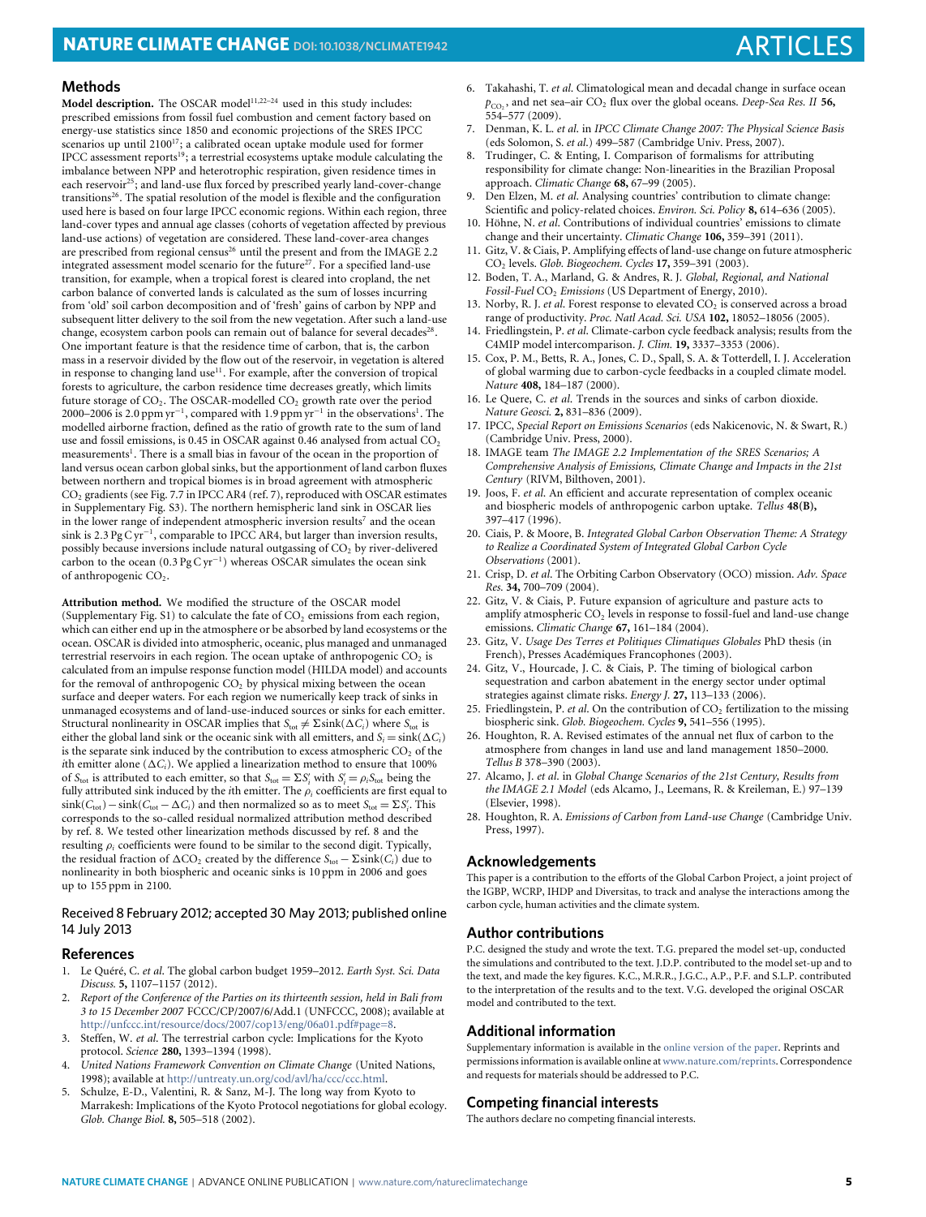## Methods

**Model description.** The OSCAR model[11,22–24] used in this study includes: prescribed emissions from fossil fuel combustion and cement factory based on energy-use statistics since 1850 and economic projections of the SRES IPCC scenarios up until 2100[17]; a calibrated ocean uptake module used for former IPCC assessment reports[19]; a terrestrial ecosystems uptake module calculating the imbalance between NPP and heterotrophic respiration, given residence times in each reservoir[25]; and land-use flux forced by prescribed yearly land-cover-change transitions[26]. The spatial resolution of the model is flexible and the configuration used here is based on four large IPCC economic regions. Within each region, three land-cover types and annual age classes (cohorts of vegetation affected by previous land-use actions) of vegetation are considered. These land-cover-area changes are prescribed from regional census[26] until the present and from the IMAGE 2.2 integrated assessment model scenario for the future[27]. For a specified land-use transition, for example, when a tropical forest is cleared into cropland, the net carbon balance of converted lands is calculated as the sum of losses incurring from 'old' soil carbon decomposition and of 'fresh' gains of carbon by NPP and subsequent litter delivery to the soil from the new vegetation. After such a land-use change, ecosystem carbon pools can remain out of balance for several decades[28]. One important feature is that the residence time of carbon, that is, the carbon mass in a reservoir divided by the flow out of the reservoir, in vegetation is altered in response to changing land use[11]. For example, after the conversion of tropical forests to agriculture, the carbon residence time decreases greatly, which limits future storage of $CO_2$. The OSCAR-modelled $CO_2$ growth rate over the period 2000–2006 is 2.0 ppm $yr^{-1}$, compared with 1.9 ppm $yr^{-1}$ in the observations[1]. The modelled airborne fraction, defined as the ratio of growth rate to the sum of land use and fossil emissions, is 0.45 in OSCAR against 0.46 analysed from actual $CO_2$ measurements[1]. There is a small bias in favour of the ocean in the proportion of land versus ocean carbon global sinks, but the apportionment of land carbon fluxes between northern and tropical biomes is in broad agreement with atmospheric $CO_2$ gradients (see Fig. 7.7 in IPCC AR4 (ref. 7), reproduced with OSCAR estimates in Supplementary Fig. S3). The northern hemispheric land sink in OSCAR lies in the lower range of independent atmospheric inversion results[7] and the ocean sink is 2.3 Pg C $yr^{-1}$, comparable to IPCC AR4, but larger than inversion results, possibly because inversions include natural outgassing of $CO_2$ by river-delivered carbon to the ocean (0.3 Pg C $yr^{-1}$) whereas OSCAR simulates the ocean sink of anthropogenic $CO_2$.

**Attribution method.** We modified the structure of the OSCAR model (Supplementary Fig. S1) to calculate the fate of $CO_2$ emissions from each region, which can either end up in the atmosphere or be absorbed by land ecosystems or the ocean. OSCAR is divided into atmospheric, oceanic, plus managed and unmanaged terrestrial reservoirs in each region. The ocean uptake of anthropogenic $CO_2$ is calculated from an impulse response function model (HILDA model) and accounts for the removal of anthropogenic $CO_2$ by physical mixing between the ocean surface and deeper waters. For each region we numerically keep track of sinks in unmanaged ecosystems and of land-use-induced sources or sinks for each emitter. Structural nonlinearity in OSCAR implies that $S_{tot} \neq \Sigma \text{sink}(\Delta C_i)$ where $S_{tot}$ is either the global land sink or the oceanic sink with all emitters, and $S_i = \text{sink}(\Delta C_i)$ is the separate sink induced by the contribution to excess atmospheric $CO_2$ of the $i$th emitter alone ($\Delta C_i$). We applied a linearization method to ensure that 100% of $S_{tot}$ is attributed to each emitter, so that $S_{tot} = \Sigma S'_i$ with $S'_i = \rho_i S_{tot}$ being the fully attributed sink induced by the $i$th emitter. The $\rho_i$ coefficients are first equal to $\text{sink}(C_{tot}) - \text{sink}(C_{tot} - \Delta C_i)$ and then normalized so as to meet $S_{tot} = \Sigma S'_i$. This corresponds to the so-called residual normalized attribution method described by ref. 8. We tested other linearization methods discussed by ref. 8 and the resulting $\rho_i$ coefficients were found to be similar to the second digit. Typically, the residual fraction of $\Delta CO_2$ created by the difference $S_{tot} - \Sigma \text{sink}(C_i)$ due to nonlinearity in both biospheric and oceanic sinks is 10 ppm in 2006 and goes up to 155 ppm in 2100.

Received 8 February 2012; accepted 30 May 2013; published online 14 July 2013

## References

1. Le Quéré, C. *et al*. The global carbon budget 1959–2012. *Earth Syst. Sci. Data Discuss.* **5,** 1107–1157 (2012).
2. *Report of the Conference of the Parties on its thirteenth session, held in Bali from 3 to 15 December 2007* FCCC/CP/2007/6/Add.1 (UNFCCC, 2008); available at http://unfccc.int/resource/docs/2007/cop13/eng/06a01.pdf#page=8.
3. Steffen, W. *et al*. The terrestrial carbon cycle: Implications for the Kyoto protocol. *Science* **280,** 1393–1394 (1998).
4. *United Nations Framework Convention on Climate Change* (United Nations, 1998); available at http://untreaty.un.org/cod/avl/ha/ccc/ccc.html.
5. Schulze, E-D., Valentini, R. & Sanz, M-J. The long way from Kyoto to Marrakesh: Implications of the Kyoto Protocol negotiations for global ecology. *Glob. Change Biol.* **8,** 505–518 (2002).
6. Takahashi, T. *et al*. Climatological mean and decadal change in surface ocean $p_{CO_2}$, and net sea–air $CO_2$ flux over the global oceans. *Deep-Sea Res. II* **56,** 554–577 (2009).
7. Denman, K. L. *et al*. in *IPCC Climate Change 2007: The Physical Science Basis* (eds Solomon, S. *et al*.) 499–587 (Cambridge Univ. Press, 2007).
8. Trudinger, C. & Enting, I. Comparison of formalisms for attributing responsibility for climate change: Non-linearities in the Brazilian Proposal approach. *Climatic Change* **68,** 67–99 (2005).
9. Den Elzen, M. *et al*. Analysing countries' contribution to climate change: Scientific and policy-related choices. *Environ. Sci. Policy* **8,** 614–636 (2005).
10. Höhne, N. *et al*. Contributions of individual countries' emissions to climate change and their uncertainty. *Climatic Change* **106,** 359–391 (2011).
11. Gitz, V. & Ciais, P. Amplifying effects of land-use change on future atmospheric $CO_2$ levels. *Glob. Biogeochem. Cycles* **17,** 359–391 (2003).
12. Boden, T. A., Marland, G. & Andres, R. J. *Global, Regional, and National Fossil-Fuel $CO_2$ Emissions* (US Department of Energy, 2010).
13. Norby, R. J. *et al*. Forest response to elevated $CO_2$ is conserved across a broad range of productivity. *Proc. Natl Acad. Sci. USA* **102,** 18052–18056 (2005).
14. Friedlingstein, P. *et al*. Climate-carbon cycle feedback analysis; results from the C4MIP model intercomparison. *J. Clim.* **19,** 3337–3353 (2006).
15. Cox, P. M., Betts, R. A., Jones, C. D., Spall, S. A. & Totterdell, I. J. Acceleration of global warming due to carbon-cycle feedbacks in a coupled climate model. *Nature* **408,** 184–187 (2000).
16. Le Quere, C. *et al*. Trends in the sources and sinks of carbon dioxide. *Nature Geosci.* **2,** 831–836 (2009).
17. IPCC, *Special Report on Emissions Scenarios* (eds Nakicenovic, N. & Swart, R.) (Cambridge Univ. Press, 2000).
18. IMAGE team *The IMAGE 2.2 Implementation of the SRES Scenarios; A Comprehensive Analysis of Emissions, Climate Change and Impacts in the 21st Century* (RIVM, Bilthoven, 2001).
19. Joos, F. *et al*. An efficient and accurate representation of complex oceanic and biospheric models of anthropogenic carbon uptake. *Tellus* **48(B),** 397–417 (1996).
20. Ciais, P. & Moore, B. *Integrated Global Carbon Observation Theme: A Strategy to Realize a Coordinated System of Integrated Global Carbon Cycle Observations* (2001).
21. Crisp, D. *et al*. The Orbiting Carbon Observatory (OCO) mission. *Adv. Space Res.* **34,** 700–709 (2004).
22. Gitz, V. & Ciais, P. Future expansion of agriculture and pasture acts to amplify atmospheric $CO_2$ levels in response to fossil-fuel and land-use change emissions. *Climatic Change* **67,** 161–184 (2004).
23. Gitz, V. *Usage Des Terres et Politiques Climatiques Globales* PhD thesis (in French), Presses Académiques Francophones (2003).
24. Gitz, V., Hourcade, J. C. & Ciais, P. The timing of biological carbon sequestration and carbon abatement in the energy sector under optimal strategies against climate risks. *Energy J*. **27,** 113–133 (2006).
25. Friedlingstein, P. *et al*. On the contribution of $CO_2$ fertilization to the missing biospheric sink. *Glob. Biogeochem. Cycles* **9,** 541–556 (1995).
26. Houghton, R. A. Revised estimates of the annual net flux of carbon to the atmosphere from changes in land use and land management 1850–2000. *Tellus B* 378–390 (2003).
27. Alcamo, J. *et al*. in *Global Change Scenarios of the 21st Century, Results from the IMAGE 2.1 Model* (eds Alcamo, J., Leemans, R. & Kreileman, E.) 97–139 (Elsevier, 1998).
28. Houghton, R. A. *Emissions of Carbon from Land-use Change* (Cambridge Univ. Press, 1997).

## Acknowledgements

This paper is a contribution to the efforts of the Global Carbon Project, a joint project of the IGBP, WCRP, IHDP and Diversitas, to track and analyse the interactions among the carbon cycle, human activities and the climate system.

## Author contributions

P.C. designed the study and wrote the text. T.G. prepared the model set-up, conducted the simulations and contributed to the text. J.D.P. contributed to the model set-up and to the text, and made the key figures. K.C., M.R.R., J.G.C., A.P., P.F. and S.L.P. contributed to the interpretation of the results and to the text. V.G. developed the original OSCAR model and contributed to the text.

## Additional information

Supplementary information is available in the online version of the paper. Reprints and permissions information is available online at www.nature.com/reprints. Correspondence and requests for materials should be addressed to P.C.

## Competing financial interests

The authors declare no competing financial interests.